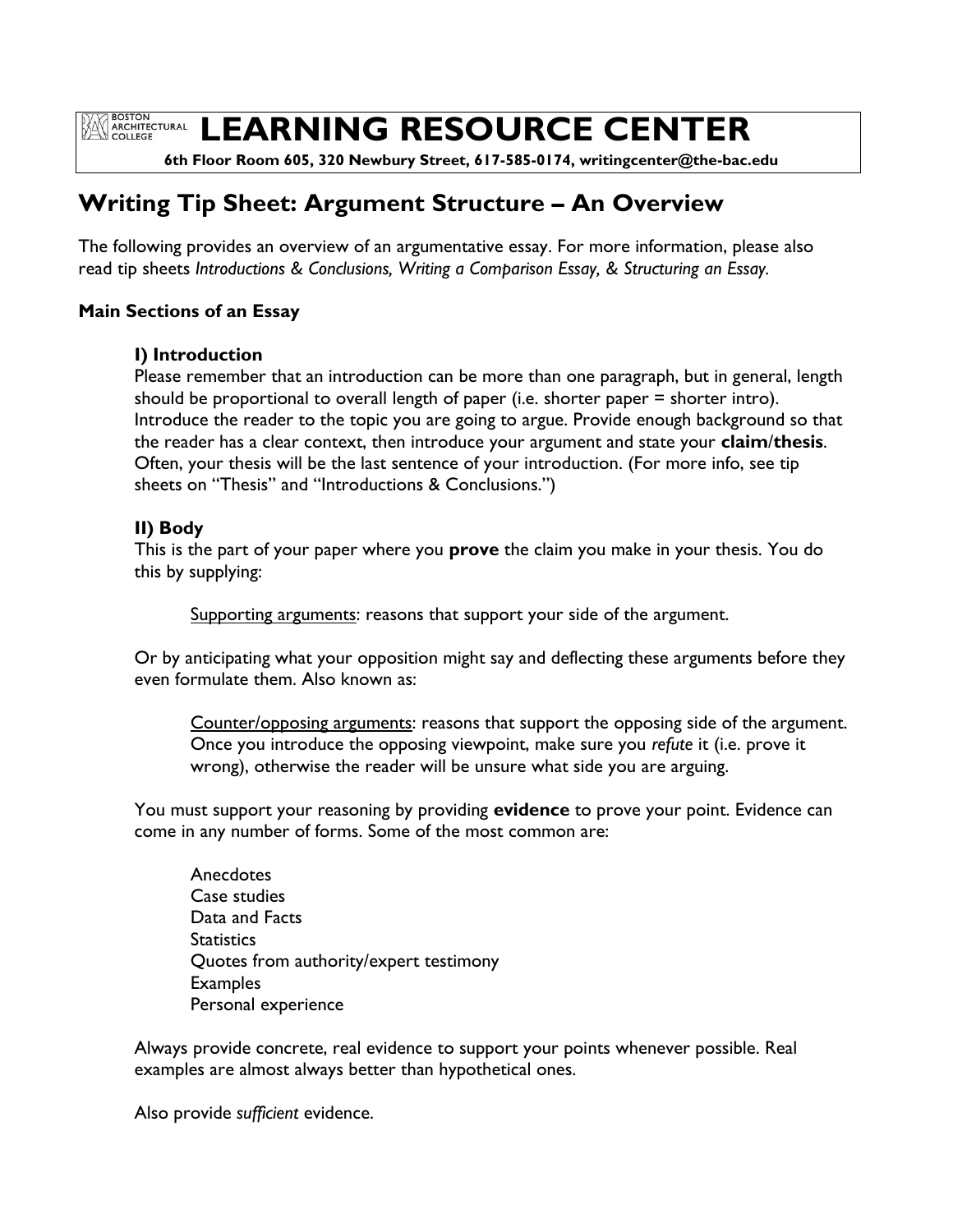# LEARNING RESOURCE CENTER

**6th Floor Room 605, 320 Newbury Street, 617-585-0174, writingcenter@the-bac.edu**

## Writing Tip Sheet: Argument Structure – An Overview

The following provides an overview of an argumentative essay. For more information, please also read tip sheets *Introductions & Conclusions, Writing a Comparison Essay, & Structuring an Essay.*

### Main Sections of an Essay

**I) Introduction**

Please remember that an introduction can be more than one paragraph, but in general, length should be proportional to overall length of paper (i.e. shorter paper = shorter intro). Introduce the reader to the topic you are going to argue. Provide enough background so that the reader has a clear context, then introduce your argument and state your **claim**/**thesis**. Often, your thesis will be the last sentence of your introduction. (For more info, see tip sheets on "Thesis" and "Introductions & Conclusions.")

**II) Body**

This is the part of your paper where you **prove** the claim you make in your thesis. You do this by supplying:

> Supporting arguments: reasons that support your side of the argument.

Or by anticipating what your opposition might say and deflecting these arguments before they even formulate them. Also known as:

> Counter/opposing arguments: reasons that support the opposing side of the argument. Once you introduce the opposing viewpoint, make sure you *refute* it (i.e. prove it wrong), otherwise the reader will be unsure what side you are arguing.

You must support your reasoning by providing **evidence** to prove your point. Evidence can come in any number of forms. Some of the most common are:

- Anecdotes
- Case studies
- Data and Facts
- Statistics
- Quotes from authority/expert testimony
- Examples
- Personal experience

Always provide concrete, real evidence to support your points whenever possible. Real examples are almost always better than hypothetical ones.

Also provide *sufficient* evidence.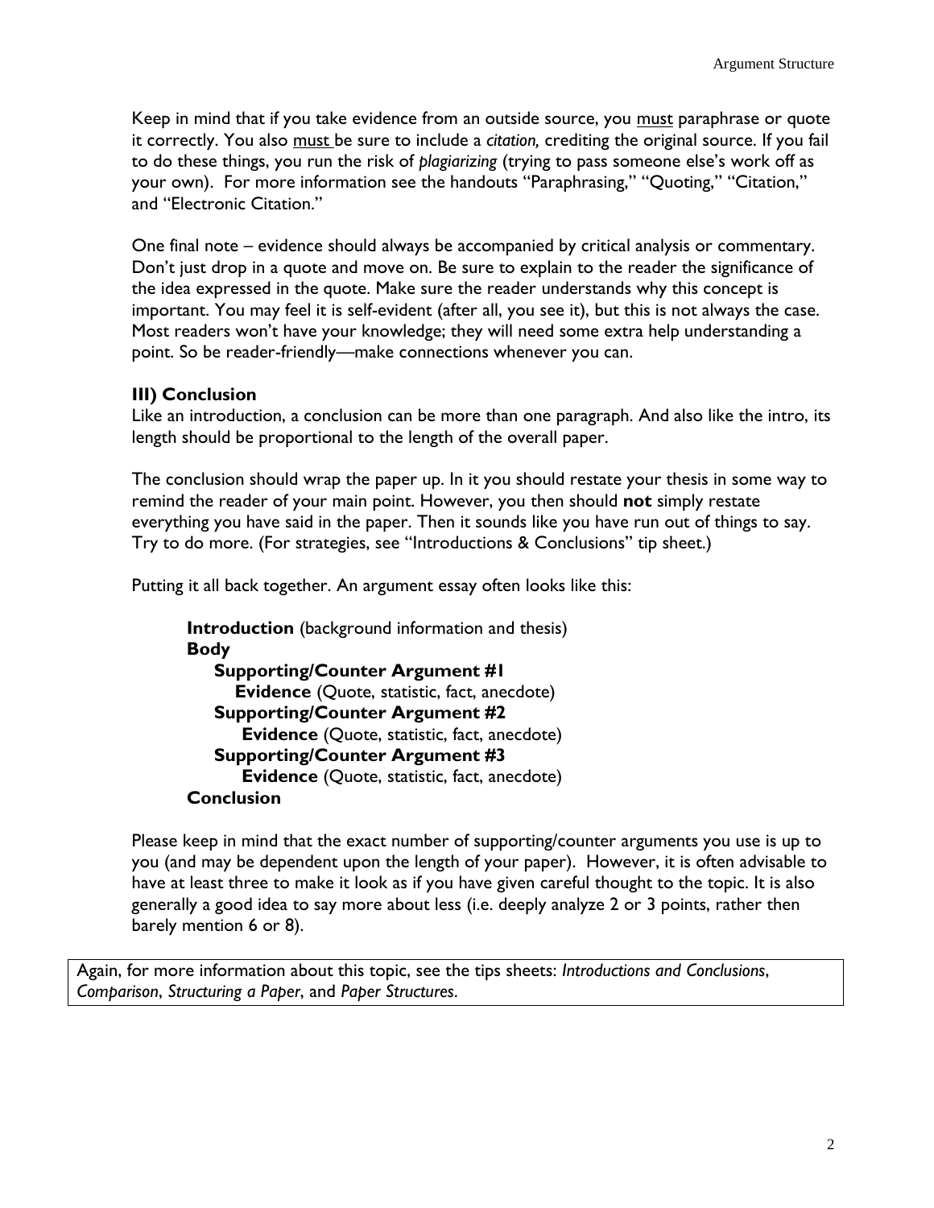Keep in mind that if you take evidence from an outside source, you <u>must</u> paraphrase or quote it correctly. You also <u>must</u> be sure to include a *citation,* crediting the original source. If you fail to do these things, you run the risk of *plagiarizing* (trying to pass someone else's work off as your own). For more information see the handouts "Paraphrasing," "Quoting," "Citation," and "Electronic Citation."

One final note – evidence should always be accompanied by critical analysis or commentary. Don't just drop in a quote and move on. Be sure to explain to the reader the significance of the idea expressed in the quote. Make sure the reader understands why this concept is important. You may feel it is self-evident (after all, you see it), but this is not always the case. Most readers won't have your knowledge; they will need some extra help understanding a point. So be reader-friendly—make connections whenever you can.

### III) Conclusion

Like an introduction, a conclusion can be more than one paragraph. And also like the intro, its length should be proportional to the length of the overall paper.

The conclusion should wrap the paper up. In it you should restate your thesis in some way to remind the reader of your main point. However, you then should **not** simply restate everything you have said in the paper. Then it sounds like you have run out of things to say. Try to do more. (For strategies, see "Introductions & Conclusions" tip sheet.)

Putting it all back together. An argument essay often looks like this:

- **Introduction** (background information and thesis)
- **Body**
  - **Supporting/Counter Argument #1**
    - **Evidence** (Quote, statistic, fact, anecdote)
  - **Supporting/Counter Argument #2**
    - **Evidence** (Quote, statistic, fact, anecdote)
  - **Supporting/Counter Argument #3**
    - **Evidence** (Quote, statistic, fact, anecdote)
- **Conclusion**

Please keep in mind that the exact number of supporting/counter arguments you use is up to you (and may be dependent upon the length of your paper). However, it is often advisable to have at least three to make it look as if you have given careful thought to the topic. It is also generally a good idea to say more about less (i.e. deeply analyze 2 or 3 points, rather then barely mention 6 or 8).

Again, for more information about this topic, see the tips sheets: *Introductions and Conclusions*, *Comparison*, *Structuring a Paper*, and *Paper Structures*.